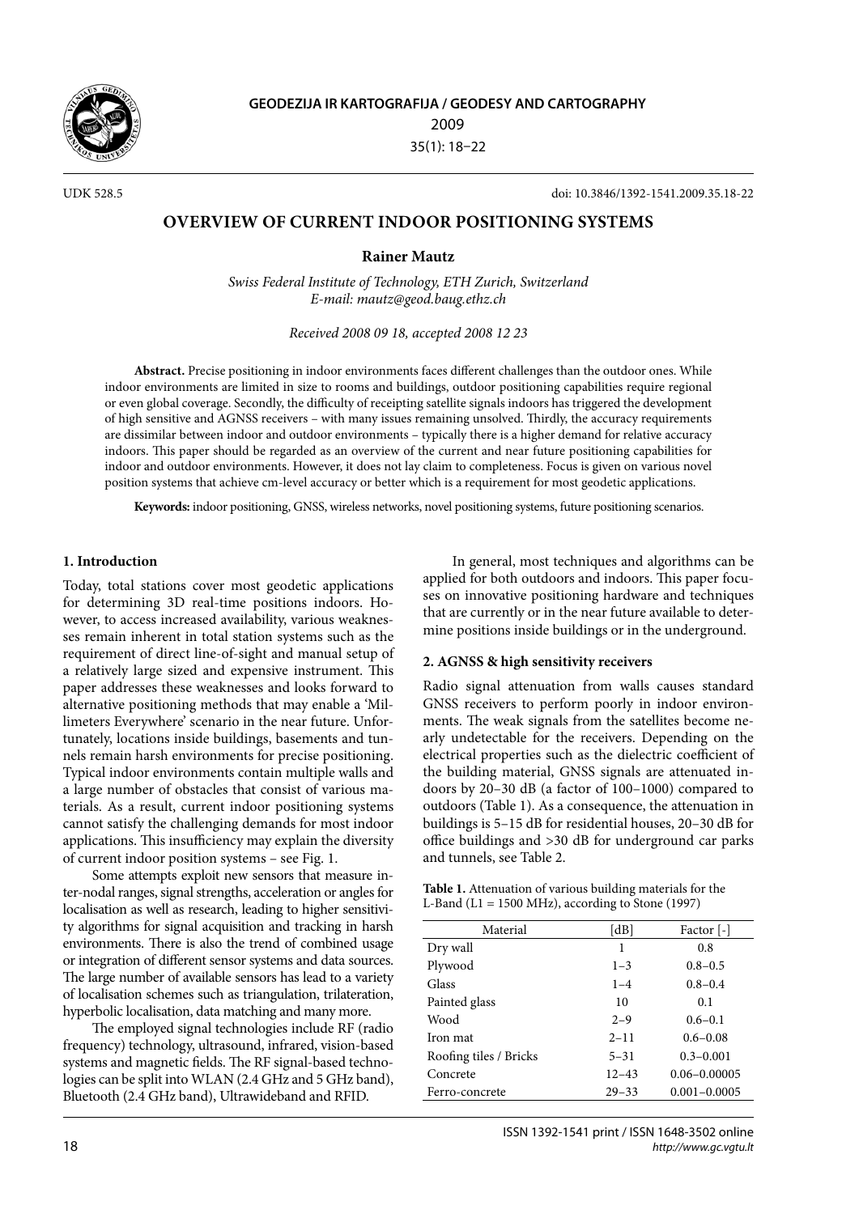UDK 528.5

doi: 10.3846/1392-1541.2009.35.18-22

# OVERVIEW OF CURRENT INDOOR POSITIONING SYSTEMS

**Rainer Mautz**

*Swiss Federal Institute of Technology, ETH Zurich, Switzerland*
*E-mail: mautz@geod.baug.ethz.ch*

*Received 2008 09 18, accepted 2008 12 23*

**Abstract.** Precise positioning in indoor environments faces different challenges than the outdoor ones. While indoor environments are limited in size to rooms and buildings, outdoor positioning capabilities require regional or even global coverage. Secondly, the difficulty of receipting satellite signals indoors has triggered the development of high sensitive and AGNSS receivers – with many issues remaining unsolved. Thirdly, the accuracy requirements are dissimilar between indoor and outdoor environments – typically there is a higher demand for relative accuracy indoors. This paper should be regarded as an overview of the current and near future positioning capabilities for indoor and outdoor environments. However, it does not lay claim to completeness. Focus is given on various novel position systems that achieve cm-level accuracy or better which is a requirement for most geodetic applications.

**Keywords:** indoor positioning, GNSS, wireless networks, novel positioning systems, future positioning scenarios.

## 1. Introduction

Today, total stations cover most geodetic applications for determining 3D real-time positions indoors. However, to access increased availability, various weaknesses remain inherent in total station systems such as the requirement of direct line-of-sight and manual setup of a relatively large sized and expensive instrument. This paper addresses these weaknesses and looks forward to alternative positioning methods that may enable a 'Millimeters Everywhere' scenario in the near future. Unfortunately, locations inside buildings, basements and tunnels remain harsh environments for precise positioning. Typical indoor environments contain multiple walls and a large number of obstacles that consist of various materials. As a result, current indoor positioning systems cannot satisfy the challenging demands for most indoor applications. This insufficiency may explain the diversity of current indoor position systems – see Fig. 1.

Some attempts exploit new sensors that measure inter-nodal ranges, signal strengths, acceleration or angles for localisation as well as research, leading to higher sensitivity algorithms for signal acquisition and tracking in harsh environments. There is also the trend of combined usage or integration of different sensor systems and data sources. The large number of available sensors has lead to a variety of localisation schemes such as triangulation, trilateration, hyperbolic localisation, data matching and many more.

The employed signal technologies include RF (radio frequency) technology, ultrasound, infrared, vision-based systems and magnetic fields. The RF signal-based technologies can be split into WLAN (2.4 GHz and 5 GHz band), Bluetooth (2.4 GHz band), Ultrawideband and RFID.

In general, most techniques and algorithms can be applied for both outdoors and indoors. This paper focuses on innovative positioning hardware and techniques that are currently or in the near future available to determine positions inside buildings or in the underground.

## 2. AGNSS & high sensitivity receivers

Radio signal attenuation from walls causes standard GNSS receivers to perform poorly in indoor environments. The weak signals from the satellites become nearly undetectable for the receivers. Depending on the electrical properties such as the dielectric coefficient of the building material, GNSS signals are attenuated indoors by 20–30 dB (a factor of 100–1000) compared to outdoors (Table 1). As a consequence, the attenuation in buildings is 5–15 dB for residential houses, 20–30 dB for office buildings and >30 dB for underground car parks and tunnels, see Table 2.

**Table 1.** Attenuation of various building materials for the L-Band (L1 = 1500 MHz), according to Stone (1997)

| Material | [dB] | Factor [-] |
|---|---|---|
| Dry wall | 1 | 0.8 |
| Plywood | 1–3 | 0.8–0.5 |
| Glass | 1–4 | 0.8–0.4 |
| Painted glass | 10 | 0.1 |
| Wood | 2–9 | 0.6–0.1 |
| Iron mat | 2–11 | 0.6–0.08 |
| Roofing tiles / Bricks | 5–31 | 0.3–0.001 |
| Concrete | 12–43 | 0.06–0.00005 |
| Ferro-concrete | 29–33 | 0.001–0.0005 |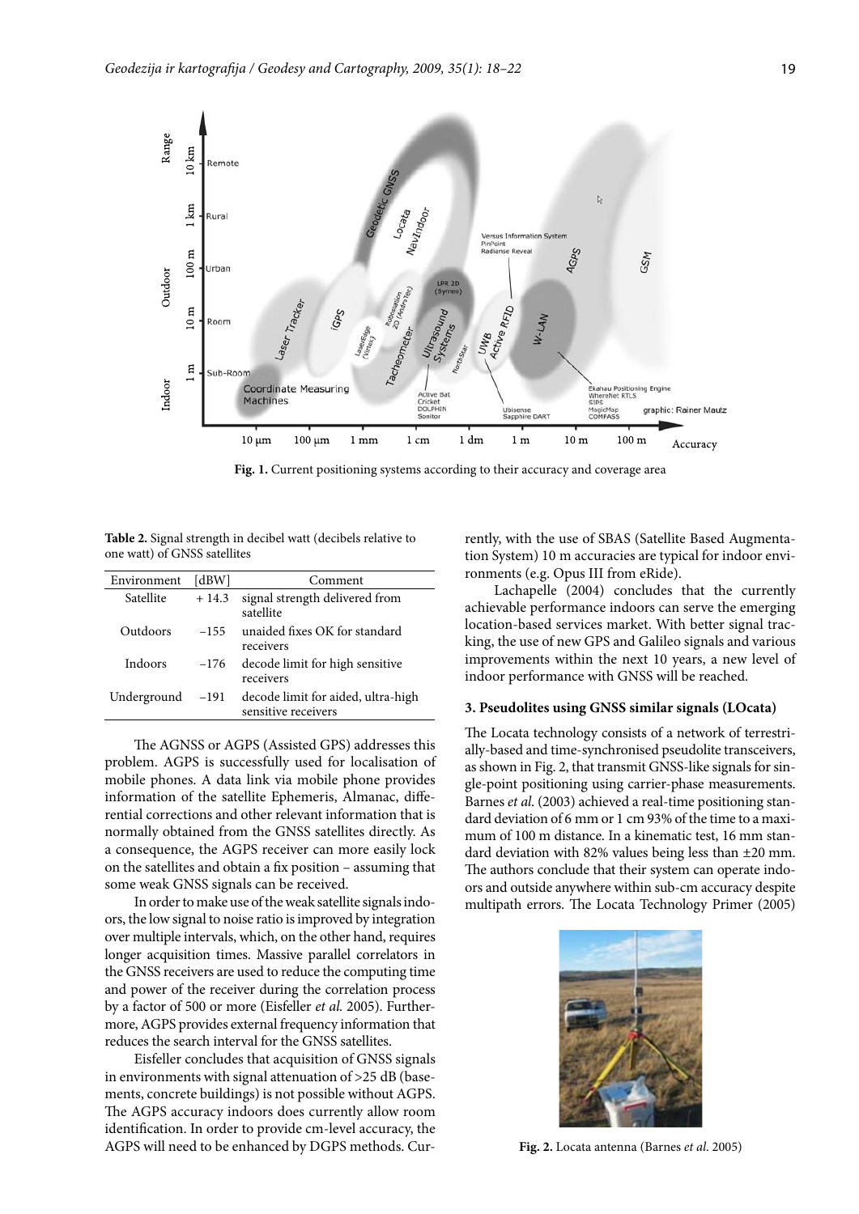Fig. 1. Current positioning systems according to their accuracy and coverage area

**Table 2.** Signal strength in decibel watt (decibels relative to one watt) of GNSS satellites

| Environment | [dBW] | Comment |
|---|---|---|
| Satellite | + 14.3 | signal strength delivered from satellite |
| Outdoors | −155 | unaided fixes OK for standard receivers |
| Indoors | −176 | decode limit for high sensitive receivers |
| Underground | −191 | decode limit for aided, ultra-high sensitive receivers |

The AGNSS or AGPS (Assisted GPS) addresses this problem. AGPS is successfully used for localisation of mobile phones. A data link via mobile phone provides information of the satellite Ephemeris, Almanac, differential corrections and other relevant information that is normally obtained from the GNSS satellites directly. As a consequence, the AGPS receiver can more easily lock on the satellites and obtain a fix position – assuming that some weak GNSS signals can be received.

In order to make use of the weak satellite signals indoors, the low signal to noise ratio is improved by integration over multiple intervals, which, on the other hand, requires longer acquisition times. Massive parallel correlators in the GNSS receivers are used to reduce the computing time and power of the receiver during the correlation process by a factor of 500 or more (Eisfeller *et al.* 2005). Furthermore, AGPS provides external frequency information that reduces the search interval for the GNSS satellites.

Eisfeller concludes that acquisition of GNSS signals in environments with signal attenuation of >25 dB (basements, concrete buildings) is not possible without AGPS. The AGPS accuracy indoors does currently allow room identification. In order to provide cm-level accuracy, the AGPS will need to be enhanced by DGPS methods. Currently, with the use of SBAS (Satellite Based Augmentation System) 10 m accuracies are typical for indoor environments (e.g. Opus III from eRide).

Lachapelle (2004) concludes that the currently achievable performance indoors can serve the emerging location-based services market. With better signal tracking, the use of new GPS and Galileo signals and various improvements within the next 10 years, a new level of indoor performance with GNSS will be reached.

### 3. Pseudolites using GNSS similar signals (LOcata)

The Locata technology consists of a network of terrestrially-based and time-synchronised pseudolite transceivers, as shown in Fig. 2, that transmit GNSS-like signals for single-point positioning using carrier-phase measurements. Barnes *et al.* (2003) achieved a real-time positioning standard deviation of 6 mm or 1 cm 93% of the time to a maximum of 100 m distance. In a kinematic test, 16 mm standard deviation with 82% values being less than ±20 mm. The authors conclude that their system can operate indoors and outside anywhere within sub-cm accuracy despite multipath errors. The Locata Technology Primer (2005)

Fig. 2. Locata antenna (Barnes *et al.* 2005)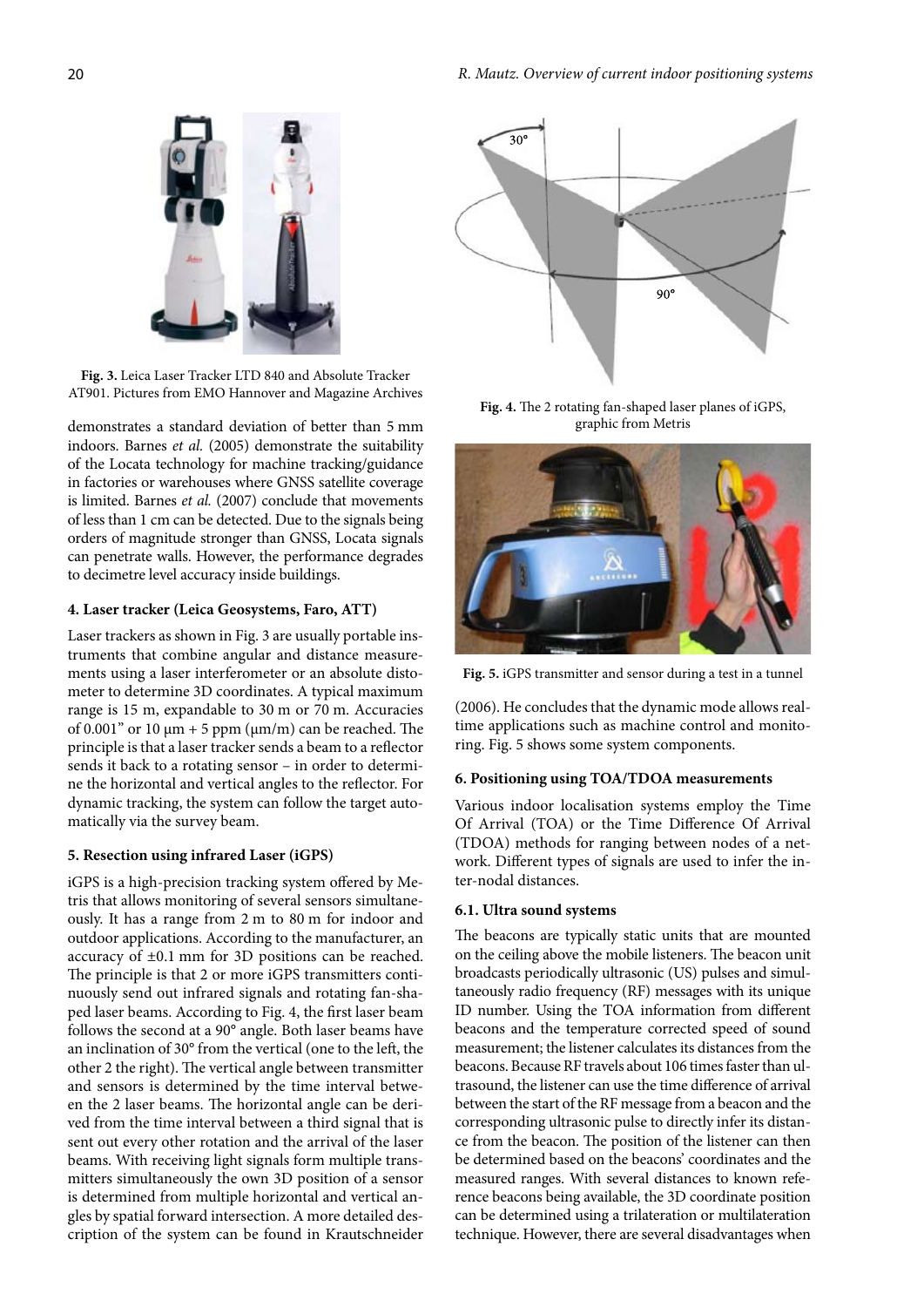**Fig. 3.** Leica Laser Tracker LTD 840 and Absolute Tracker AT901. Pictures from EMO Hannover and Magazine Archives

demonstrates a standard deviation of better than 5 mm indoors. Barnes *et al.* (2005) demonstrate the suitability of the Locata technology for machine tracking/guidance in factories or warehouses where GNSS satellite coverage is limited. Barnes *et al.* (2007) conclude that movements of less than 1 cm can be detected. Due to the signals being orders of magnitude stronger than GNSS, Locata signals can penetrate walls. However, the performance degrades to decimetre level accuracy inside buildings.

#### 4. Laser tracker (Leica Geosystems, Faro, ATT)

Laser trackers as shown in Fig. 3 are usually portable instruments that combine angular and distance measurements using a laser interferometer or an absolute distometer to determine 3D coordinates. A typical maximum range is 15 m, expandable to 30 m or 70 m. Accuracies of 0.001" or 10 μm + 5 ppm (μm/m) can be reached. The principle is that a laser tracker sends a beam to a reflector sends it back to a rotating sensor – in order to determine the horizontal and vertical angles to the reflector. For dynamic tracking, the system can follow the target automatically via the survey beam.

#### 5. Resection using infrared Laser (iGPS)

iGPS is a high-precision tracking system offered by Metris that allows monitoring of several sensors simultaneously. It has a range from 2 m to 80 m for indoor and outdoor applications. According to the manufacturer, an accuracy of ±0.1 mm for 3D positions can be reached. The principle is that 2 or more iGPS transmitters continuously send out infrared signals and rotating fan-shaped laser beams. According to Fig. 4, the first laser beam follows the second at a 90° angle. Both laser beams have an inclination of 30° from the vertical (one to the left, the other 2 the right). The vertical angle between transmitter and sensors is determined by the time interval between the 2 laser beams. The horizontal angle can be derived from the time interval between a third signal that is sent out every other rotation and the arrival of the laser beams. With receiving light signals form multiple transmitters simultaneously the own 3D position of a sensor is determined from multiple horizontal and vertical angles by spatial forward intersection. A more detailed description of the system can be found in Krautschneider (2006). He concludes that the dynamic mode allows real-time applications such as machine control and monitoring. Fig. 5 shows some system components.

**Fig. 4.** The 2 rotating fan-shaped laser planes of iGPS, graphic from Metris

**Fig. 5.** iGPS transmitter and sensor during a test in a tunnel

#### 6. Positioning using TOA/TDOA measurements

Various indoor localisation systems employ the Time Of Arrival (TOA) or the Time Difference Of Arrival (TDOA) methods for ranging between nodes of a network. Different types of signals are used to infer the inter-nodal distances.

#### 6.1. Ultra sound systems

The beacons are typically static units that are mounted on the ceiling above the mobile listeners. The beacon unit broadcasts periodically ultrasonic (US) pulses and simultaneously radio frequency (RF) messages with its unique ID number. Using the TOA information from different beacons and the temperature corrected speed of sound measurement; the listener calculates its distances from the beacons. Because RF travels about 106 times faster than ultrasound, the listener can use the time difference of arrival between the start of the RF message from a beacon and the corresponding ultrasonic pulse to directly infer its distance from the beacon. The position of the listener can then be determined based on the beacons' coordinates and the measured ranges. With several distances to known reference beacons being available, the 3D coordinate position can be determined using a trilateration or multilateration technique. However, there are several disadvantages when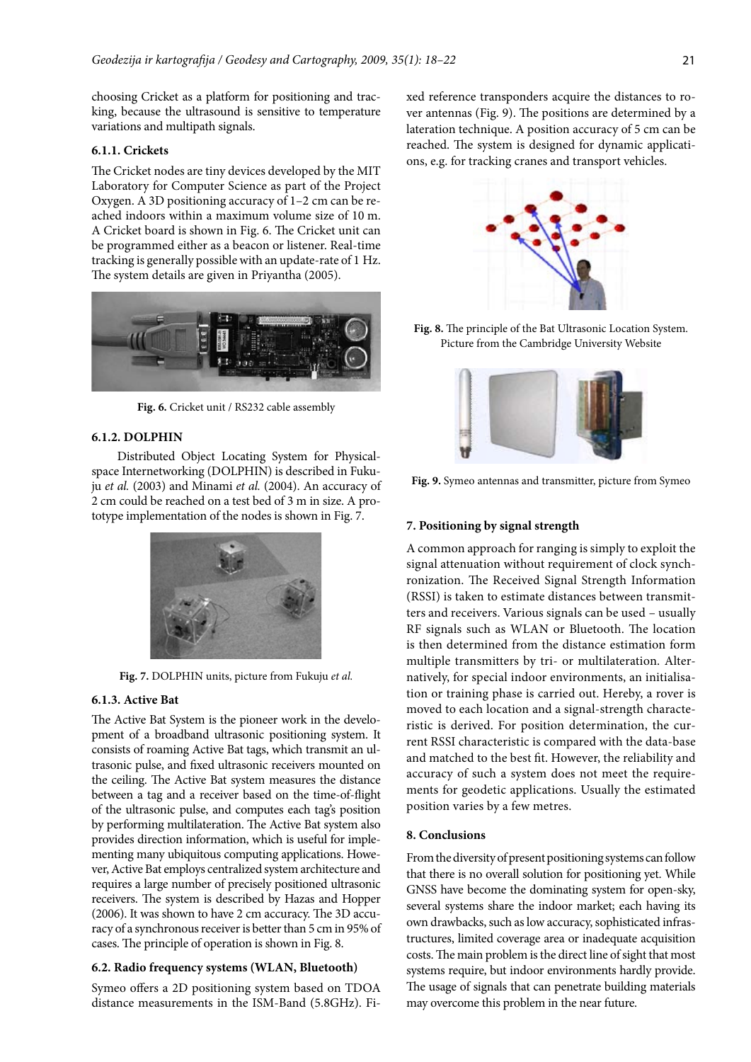choosing Cricket as a platform for positioning and tracking, because the ultrasound is sensitive to temperature variations and multipath signals.

### 6.1.1. Crickets

The Cricket nodes are tiny devices developed by the MIT Laboratory for Computer Science as part of the Project Oxygen. A 3D positioning accuracy of 1–2 cm can be reached indoors within a maximum volume size of 10 m. A Cricket board is shown in Fig. 6. The Cricket unit can be programmed either as a beacon or listener. Real-time tracking is generally possible with an update-rate of 1 Hz. The system details are given in Priyantha (2005).

**Fig. 6.** Cricket unit / RS232 cable assembly

### 6.1.2. DOLPHIN

Distributed Object Locating System for Physical-space Internetworking (DOLPHIN) is described in Fukuju *et al.* (2003) and Minami *et al.* (2004). An accuracy of 2 cm could be reached on a test bed of 3 m in size. A prototype implementation of the nodes is shown in Fig. 7.

**Fig. 7.** DOLPHIN units, picture from Fukuju *et al.*

### 6.1.3. Active Bat

The Active Bat System is the pioneer work in the development of a broadband ultrasonic positioning system. It consists of roaming Active Bat tags, which transmit an ultrasonic pulse, and fixed ultrasonic receivers mounted on the ceiling. The Active Bat system measures the distance between a tag and a receiver based on the time-of-flight of the ultrasonic pulse, and computes each tag's position by performing multilateration. The Active Bat system also provides direction information, which is useful for implementing many ubiquitous computing applications. However, Active Bat employs centralized system architecture and requires a large number of precisely positioned ultrasonic receivers. The system is described by Hazas and Hopper (2006). It was shown to have 2 cm accuracy. The 3D accuracy of a synchronous receiver is better than 5 cm in 95% of cases. The principle of operation is shown in Fig. 8.

### 6.2. Radio frequency systems (WLAN, Bluetooth)

Symeo offers a 2D positioning system based on TDOA distance measurements in the ISM-Band (5.8GHz). Fixed reference transponders acquire the distances to rover antennas (Fig. 9). The positions are determined by a lateration technique. A position accuracy of 5 cm can be reached. The system is designed for dynamic applications, e.g. for tracking cranes and transport vehicles.

**Fig. 8.** The principle of the Bat Ultrasonic Location System. Picture from the Cambridge University Website

**Fig. 9.** Symeo antennas and transmitter, picture from Symeo

## 7. Positioning by signal strength

A common approach for ranging is simply to exploit the signal attenuation without requirement of clock synchronization. The Received Signal Strength Information (RSSI) is taken to estimate distances between transmitters and receivers. Various signals can be used – usually RF signals such as WLAN or Bluetooth. The location is then determined from the distance estimation form multiple transmitters by tri- or multilateration. Alternatively, for special indoor environments, an initialisation or training phase is carried out. Hereby, a rover is moved to each location and a signal-strength characteristic is derived. For position determination, the current RSSI characteristic is compared with the data-base and matched to the best fit. However, the reliability and accuracy of such a system does not meet the requirements for geodetic applications. Usually the estimated position varies by a few metres.

## 8. Conclusions

From the diversity of present positioning systems can follow that there is no overall solution for positioning yet. While GNSS have become the dominating system for open-sky, several systems share the indoor market; each having its own drawbacks, such as low accuracy, sophisticated infrastructures, limited coverage area or inadequate acquisition costs. The main problem is the direct line of sight that most systems require, but indoor environments hardly provide. The usage of signals that can penetrate building materials may overcome this problem in the near future.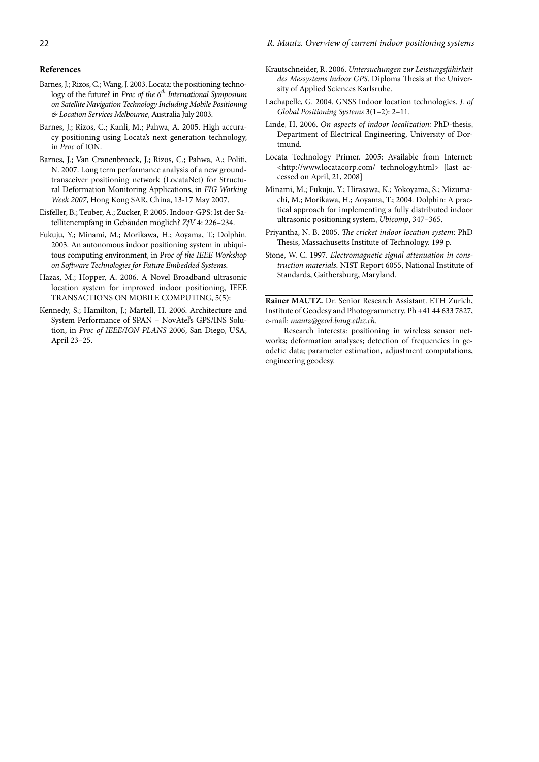## References

Barnes, J.; Rizos, C.; Wang, J. 2003. Locata: the positioning technology of the future? in *Proc of the 6th International Symposium on Satellite Navigation Technology Including Mobile Positioning & Location Services Melbourne*, Australia July 2003.

Barnes, J.; Rizos, C.; Kanli, M.; Pahwa, A. 2005. High accuracy positioning using Locata's next generation technology, in *Proc* of ION.

Barnes, J.; Van Cranenbroeck, J.; Rizos, C.; Pahwa, A.; Politi, N. 2007. Long term performance analysis of a new ground-transceiver positioning network (LocataNet) for Structural Deformation Monitoring Applications, in *FIG Working Week 2007*, Hong Kong SAR, China, 13-17 May 2007.

Eisfeller, B.; Teuber, A.; Zucker, P. 2005. Indoor-GPS: Ist der Satellitenempfang in Gebäuden möglich? *ZfV* 4: 226–234.

Fukuju, Y.; Minami, M.; Morikawa, H.; Aoyama, T.; Dolphin. 2003. An autonomous indoor positioning system in ubiquitous computing environment, in P*roc of the IEEE Workshop on Software Technologies for Future Embedded Systems*.

Hazas, M.; Hopper, A. 2006. A Novel Broadband ultrasonic location system for improved indoor positioning, IEEE TRANSACTIONS ON MOBILE COMPUTING, 5(5):

Kennedy, S.; Hamilton, J.; Martell, H. 2006. Architecture and System Performance of SPAN – NovAtel's GPS/INS Solution, in *Proc of IEEE/ION PLANS* 2006, San Diego, USA, April 23–25.

Krautschneider, R. 2006. *Untersuchungen zur Leistungsfähirkeit des Messystems Indoor GPS*. Diploma Thesis at the University of Applied Sciences Karlsruhe.

Lachapelle, G. 2004. GNSS Indoor location technologies. *J. of Global Positioning Systems* 3(1–2): 2–11.

Linde, H. 2006. *On aspects of indoor localization:* PhD-thesis, Department of Electrical Engineering, University of Dortmund.

Locata Technology Primer. 2005: Available from Internet: <http://www.locatacorp.com/ technology.html> [last accessed on April, 21, 2008]

Minami, M.; Fukuju, Y.; Hirasawa, K.; Yokoyama, S.; Mizumachi, M.; Morikawa, H.; Aoyama, T.; 2004. Dolphin: A practical approach for implementing a fully distributed indoor ultrasonic positioning system, *Ubicomp*, 347–365.

Priyantha, N. B. 2005. *The cricket indoor location system*: PhD Thesis, Massachusetts Institute of Technology. 199 p.

Stone, W. C. 1997. *Electromagnetic signal attenuation in construction materials*. NIST Report 6055, National Institute of Standards, Gaithersburg, Maryland.

---

**Rainer MAUTZ.** Dr. Senior Research Assistant. ETH Zurich, Institute of Geodesy and Photogrammetry. Ph +41 44 633 7827, e-mail: *mautz@geod.baug.ethz.ch*.

Research interests: positioning in wireless sensor networks; deformation analyses; detection of frequencies in geodetic data; parameter estimation, adjustment computations, engineering geodesy.